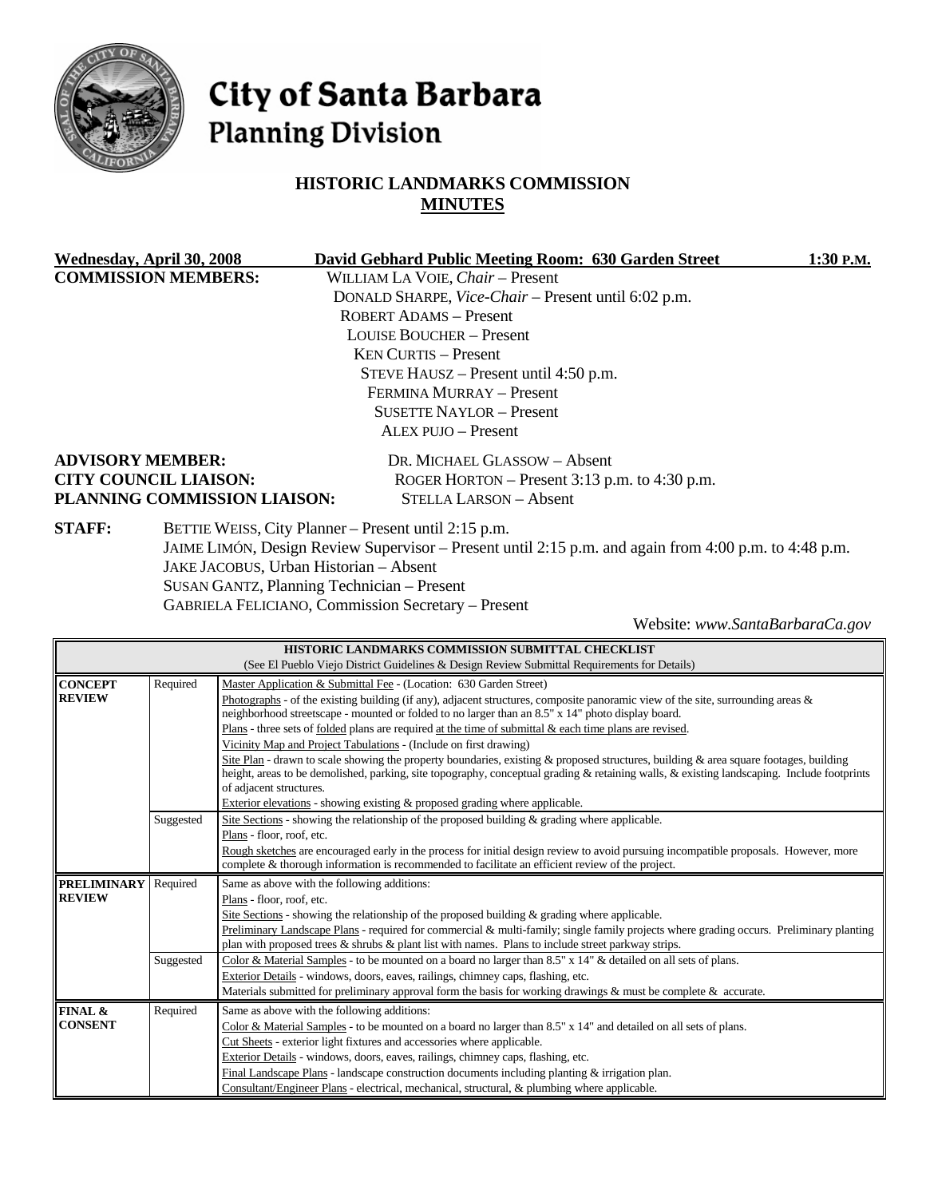# City of Santa Barbara
## Planning Division

### HISTORIC LANDMARKS COMMISSION
### MINUTES

**Wednesday, April 30, 2008** **David Gebhard Public Meeting Room: 630 Garden Street** **1:30 P.M.**

**COMMISSION MEMBERS:**
- WILLIAM LA VOIE, *Chair* – Present
- DONALD SHARPE, *Vice-Chair* – Present until 6:02 p.m.
- ROBERT ADAMS – Present
- LOUISE BOUCHER – Present
- KEN CURTIS – Present
- STEVE HAUSZ – Present until 4:50 p.m.
- FERMINA MURRAY – Present
- SUSETTE NAYLOR – Present
- ALEX PUJO – Present

**ADVISORY MEMBER:** DR. MICHAEL GLASSOW – Absent
**CITY COUNCIL LIAISON:** ROGER HORTON – Present 3:13 p.m. to 4:30 p.m.
**PLANNING COMMISSION LIAISON:** STELLA LARSON – Absent

**STAFF:**
- BETTIE WEISS, City Planner – Present until 2:15 p.m.
- JAIME LIMÓN, Design Review Supervisor – Present until 2:15 p.m. and again from 4:00 p.m. to 4:48 p.m.
- JAKE JACOBUS, Urban Historian – Absent
- SUSAN GANTZ, Planning Technician – Present
- GABRIELA FELICIANO, Commission Secretary – Present

Website: *www.SantaBarbaraCa.gov*

| HISTORIC LANDMARKS COMMISSION SUBMITTAL CHECKLIST (See El Pueblo Viejo District Guidelines & Design Review Submittal Requirements for Details) | | |
|---|---|---|
| **CONCEPT REVIEW** | Required | Master Application & Submittal Fee - (Location: 630 Garden Street)<br>Photographs - of the existing building (if any), adjacent structures, composite panoramic view of the site, surrounding areas & neighborhood streetscape - mounted or folded to no larger than an 8.5" x 14" photo display board.<br>Plans - three sets of folded plans are required at the time of submittal & each time plans are revised.<br>Vicinity Map and Project Tabulations - (Include on first drawing)<br>Site Plan - drawn to scale showing the property boundaries, existing & proposed structures, building & area square footages, building height, areas to be demolished, parking, site topography, conceptual grading & retaining walls, & existing landscaping. Include footprints of adjacent structures.<br>Exterior elevations - showing existing & proposed grading where applicable. |
| | Suggested | Site Sections - showing the relationship of the proposed building & grading where applicable.<br>Plans - floor, roof, etc.<br>Rough sketches are encouraged early in the process for initial design review to avoid pursuing incompatible proposals. However, more complete & thorough information is recommended to facilitate an efficient review of the project. |
| **PRELIMINARY REVIEW** | Required | Same as above with the following additions:<br>Plans - floor, roof, etc.<br>Site Sections - showing the relationship of the proposed building & grading where applicable.<br>Preliminary Landscape Plans - required for commercial & multi-family; single family projects where grading occurs. Preliminary planting plan with proposed trees & shrubs & plant list with names. Plans to include street parkway strips. |
| | Suggested | Color & Material Samples - to be mounted on a board no larger than 8.5" x 14" & detailed on all sets of plans.<br>Exterior Details - windows, doors, eaves, railings, chimney caps, flashing, etc.<br>Materials submitted for preliminary approval form the basis for working drawings & must be complete & accurate. |
| **FINAL & CONSENT** | Required | Same as above with the following additions:<br>Color & Material Samples - to be mounted on a board no larger than 8.5" x 14" and detailed on all sets of plans.<br>Cut Sheets - exterior light fixtures and accessories where applicable.<br>Exterior Details - windows, doors, eaves, railings, chimney caps, flashing, etc.<br>Final Landscape Plans - landscape construction documents including planting & irrigation plan.<br>Consultant/Engineer Plans - electrical, mechanical, structural, & plumbing where applicable. |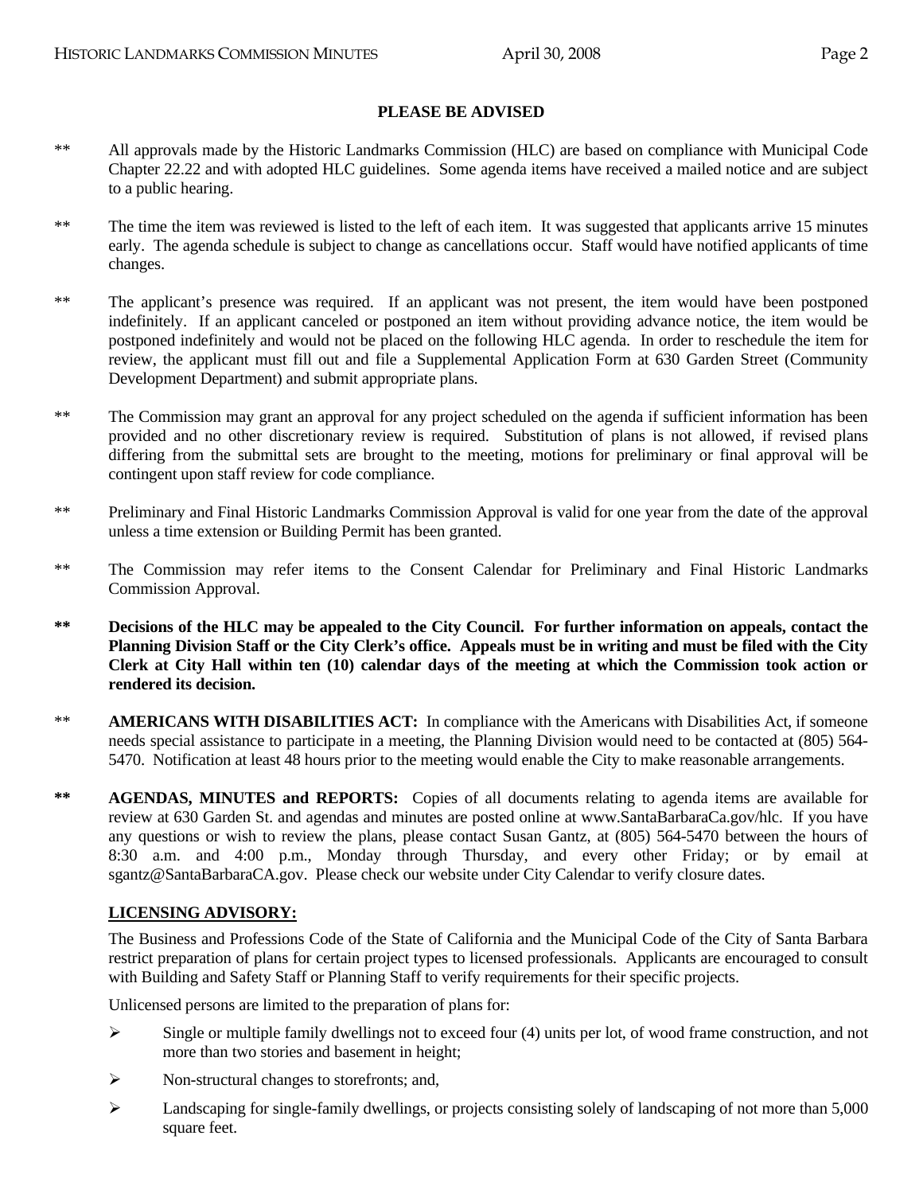## PLEASE BE ADVISED

** All approvals made by the Historic Landmarks Commission (HLC) are based on compliance with Municipal Code Chapter 22.22 and with adopted HLC guidelines. Some agenda items have received a mailed notice and are subject to a public hearing.

** The time the item was reviewed is listed to the left of each item. It was suggested that applicants arrive 15 minutes early. The agenda schedule is subject to change as cancellations occur. Staff would have notified applicants of time changes.

** The applicant's presence was required. If an applicant was not present, the item would have been postponed indefinitely. If an applicant canceled or postponed an item without providing advance notice, the item would be postponed indefinitely and would not be placed on the following HLC agenda. In order to reschedule the item for review, the applicant must fill out and file a Supplemental Application Form at 630 Garden Street (Community Development Department) and submit appropriate plans.

** The Commission may grant an approval for any project scheduled on the agenda if sufficient information has been provided and no other discretionary review is required. Substitution of plans is not allowed, if revised plans differing from the submittal sets are brought to the meeting, motions for preliminary or final approval will be contingent upon staff review for code compliance.

** Preliminary and Final Historic Landmarks Commission Approval is valid for one year from the date of the approval unless a time extension or Building Permit has been granted.

** The Commission may refer items to the Consent Calendar for Preliminary and Final Historic Landmarks Commission Approval.

**** Decisions of the HLC may be appealed to the City Council. For further information on appeals, contact the Planning Division Staff or the City Clerk's office. Appeals must be in writing and must be filed with the City Clerk at City Hall within ten (10) calendar days of the meeting at which the Commission took action or rendered its decision.**

** **AMERICANS WITH DISABILITIES ACT:** In compliance with the Americans with Disabilities Act, if someone needs special assistance to participate in a meeting, the Planning Division would need to be contacted at (805) 564-5470. Notification at least 48 hours prior to the meeting would enable the City to make reasonable arrangements.

**** AGENDAS, MINUTES and REPORTS:** Copies of all documents relating to agenda items are available for review at 630 Garden St. and agendas and minutes are posted online at www.SantaBarbaraCa.gov/hlc. If you have any questions or wish to review the plans, please contact Susan Gantz, at (805) 564-5470 between the hours of 8:30 a.m. and 4:00 p.m., Monday through Thursday, and every other Friday; or by email at sgantz@SantaBarbaraCA.gov. Please check our website under City Calendar to verify closure dates.

**LICENSING ADVISORY:**

The Business and Professions Code of the State of California and the Municipal Code of the City of Santa Barbara restrict preparation of plans for certain project types to licensed professionals. Applicants are encouraged to consult with Building and Safety Staff or Planning Staff to verify requirements for their specific projects.

Unlicensed persons are limited to the preparation of plans for:

- Single or multiple family dwellings not to exceed four (4) units per lot, of wood frame construction, and not more than two stories and basement in height;
- Non-structural changes to storefronts; and,
- Landscaping for single-family dwellings, or projects consisting solely of landscaping of not more than 5,000 square feet.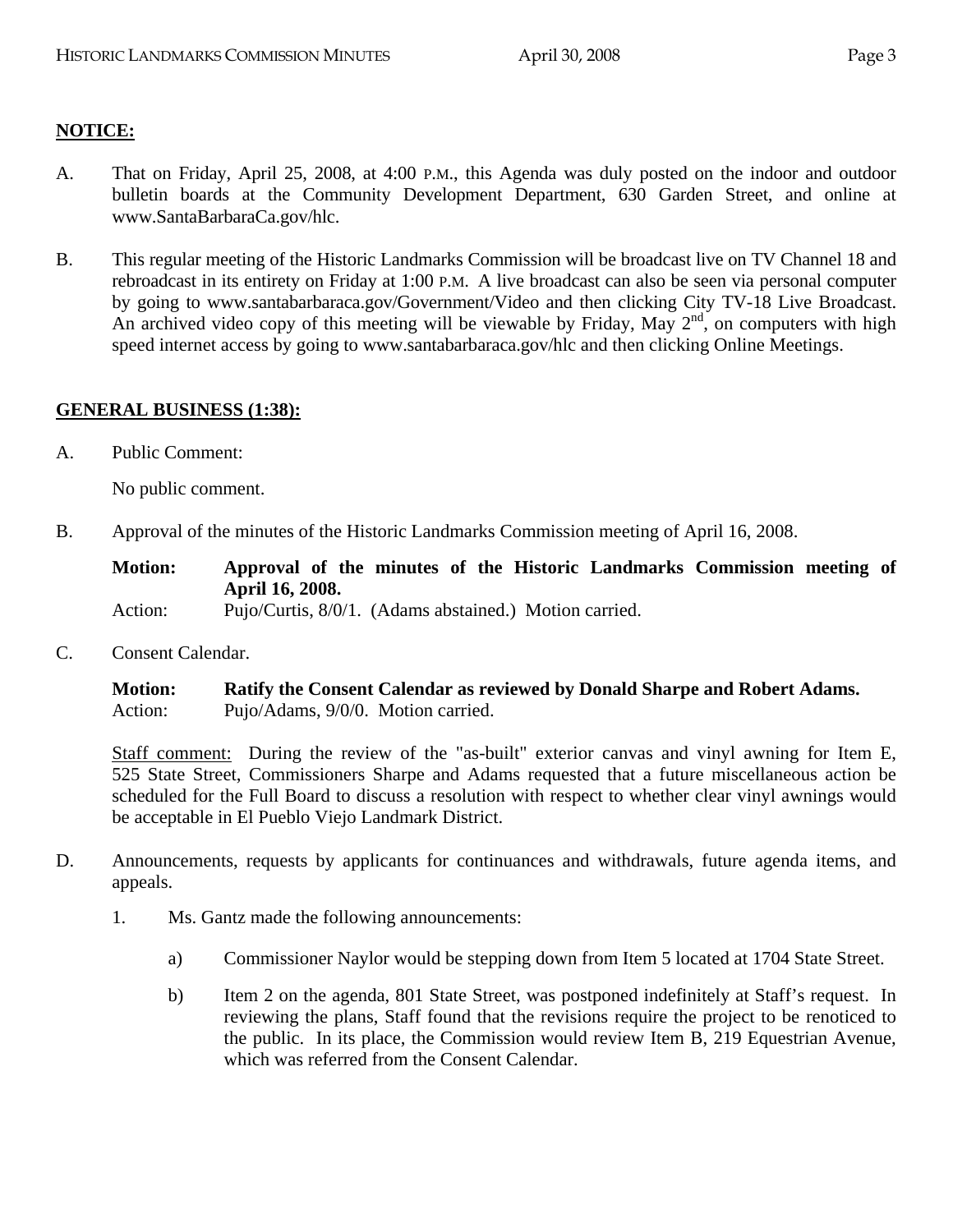**NOTICE:**

A. That on Friday, April 25, 2008, at 4:00 P.M., this Agenda was duly posted on the indoor and outdoor bulletin boards at the Community Development Department, 630 Garden Street, and online at www.SantaBarbaraCa.gov/hlc.

B. This regular meeting of the Historic Landmarks Commission will be broadcast live on TV Channel 18 and rebroadcast in its entirety on Friday at 1:00 P.M. A live broadcast can also be seen via personal computer by going to www.santabarbaraca.gov/Government/Video and then clicking City TV-18 Live Broadcast. An archived video copy of this meeting will be viewable by Friday, May 2nd, on computers with high speed internet access by going to www.santabarbaraca.gov/hlc and then clicking Online Meetings.

**GENERAL BUSINESS (1:38):**

A. Public Comment:

No public comment.

B. Approval of the minutes of the Historic Landmarks Commission meeting of April 16, 2008.

**Motion: Approval of the minutes of the Historic Landmarks Commission meeting of April 16, 2008.**
Action: Pujo/Curtis, 8/0/1. (Adams abstained.) Motion carried.

C. Consent Calendar.

**Motion: Ratify the Consent Calendar as reviewed by Donald Sharpe and Robert Adams.**
Action: Pujo/Adams, 9/0/0. Motion carried.

Staff comment: During the review of the "as-built" exterior canvas and vinyl awning for Item E, 525 State Street, Commissioners Sharpe and Adams requested that a future miscellaneous action be scheduled for the Full Board to discuss a resolution with respect to whether clear vinyl awnings would be acceptable in El Pueblo Viejo Landmark District.

D. Announcements, requests by applicants for continuances and withdrawals, future agenda items, and appeals.

1. Ms. Gantz made the following announcements:

   a) Commissioner Naylor would be stepping down from Item 5 located at 1704 State Street.

   b) Item 2 on the agenda, 801 State Street, was postponed indefinitely at Staff's request. In reviewing the plans, Staff found that the revisions require the project to be renoticed to the public. In its place, the Commission would review Item B, 219 Equestrian Avenue, which was referred from the Consent Calendar.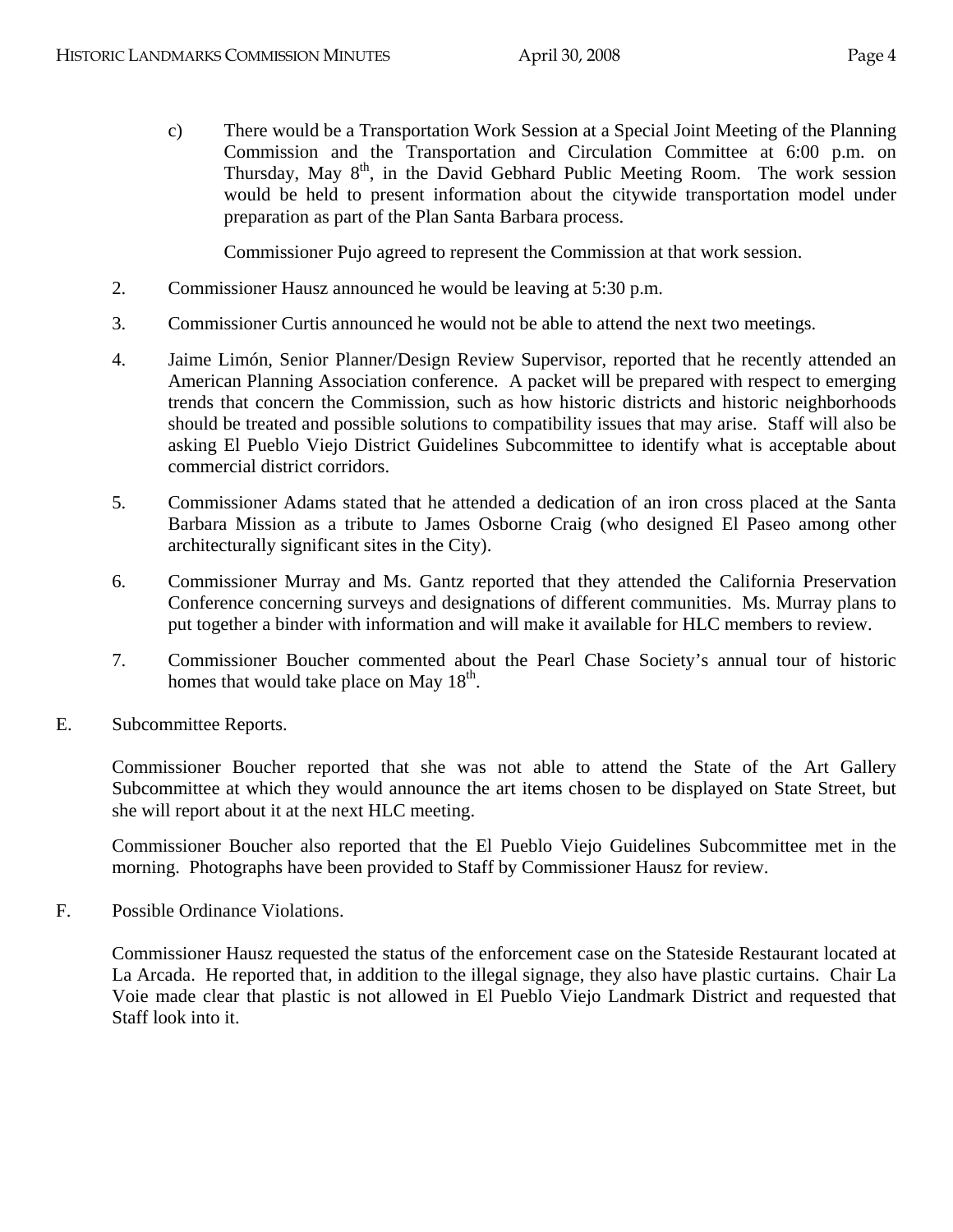c) There would be a Transportation Work Session at a Special Joint Meeting of the Planning Commission and the Transportation and Circulation Committee at 6:00 p.m. on Thursday, May 8th, in the David Gebhard Public Meeting Room. The work session would be held to present information about the citywide transportation model under preparation as part of the Plan Santa Barbara process.

   Commissioner Pujo agreed to represent the Commission at that work session.

2. Commissioner Hausz announced he would be leaving at 5:30 p.m.

3. Commissioner Curtis announced he would not be able to attend the next two meetings.

4. Jaime Limón, Senior Planner/Design Review Supervisor, reported that he recently attended an American Planning Association conference. A packet will be prepared with respect to emerging trends that concern the Commission, such as how historic districts and historic neighborhoods should be treated and possible solutions to compatibility issues that may arise. Staff will also be asking El Pueblo Viejo District Guidelines Subcommittee to identify what is acceptable about commercial district corridors.

5. Commissioner Adams stated that he attended a dedication of an iron cross placed at the Santa Barbara Mission as a tribute to James Osborne Craig (who designed El Paseo among other architecturally significant sites in the City).

6. Commissioner Murray and Ms. Gantz reported that they attended the California Preservation Conference concerning surveys and designations of different communities. Ms. Murray plans to put together a binder with information and will make it available for HLC members to review.

7. Commissioner Boucher commented about the Pearl Chase Society's annual tour of historic homes that would take place on May 18th.

E. Subcommittee Reports.

Commissioner Boucher reported that she was not able to attend the State of the Art Gallery Subcommittee at which they would announce the art items chosen to be displayed on State Street, but she will report about it at the next HLC meeting.

Commissioner Boucher also reported that the El Pueblo Viejo Guidelines Subcommittee met in the morning. Photographs have been provided to Staff by Commissioner Hausz for review.

F. Possible Ordinance Violations.

Commissioner Hausz requested the status of the enforcement case on the Stateside Restaurant located at La Arcada. He reported that, in addition to the illegal signage, they also have plastic curtains. Chair La Voie made clear that plastic is not allowed in El Pueblo Viejo Landmark District and requested that Staff look into it.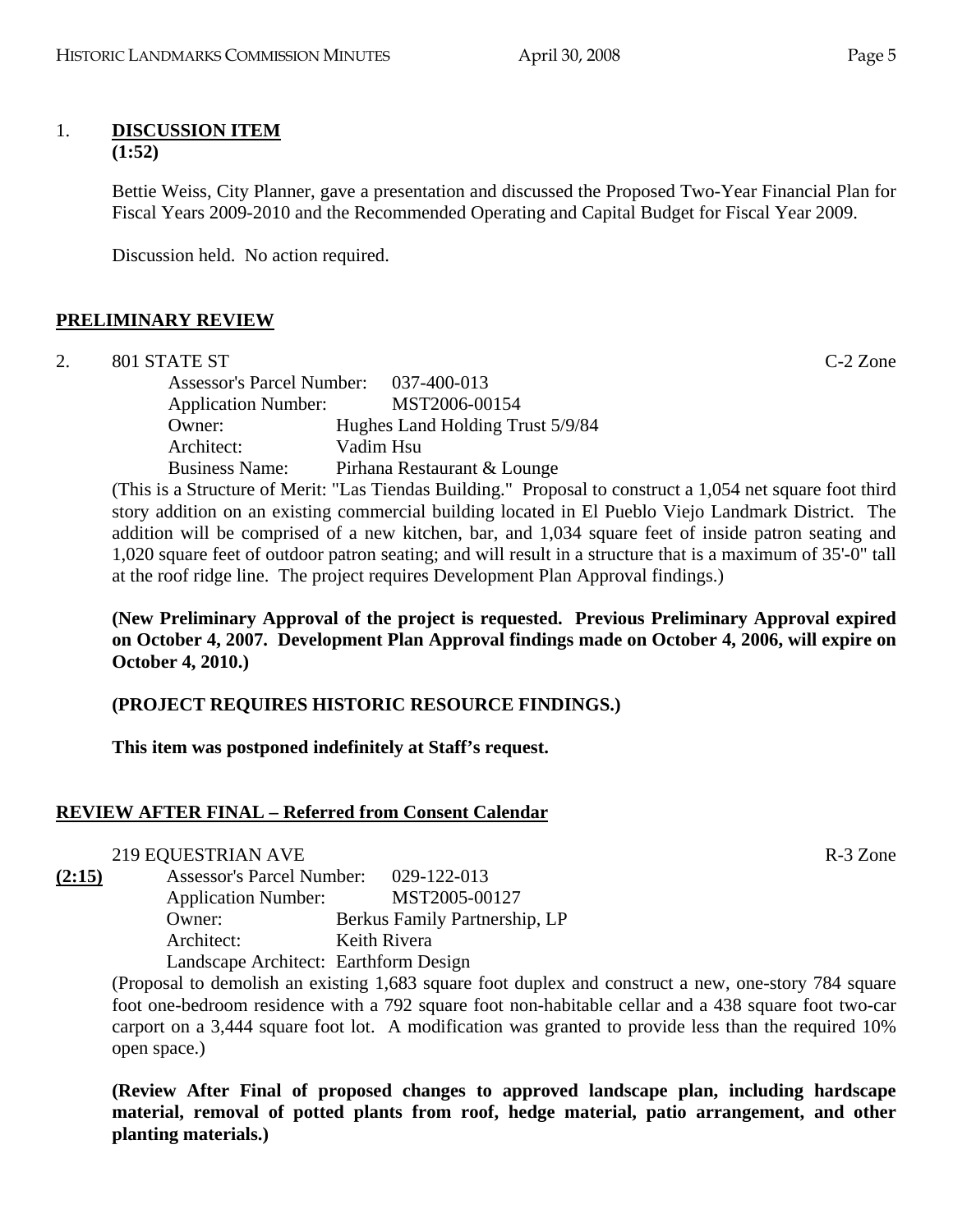1. **DISCUSSION ITEM**
**(1:52)**

Bettie Weiss, City Planner, gave a presentation and discussed the Proposed Two-Year Financial Plan for Fiscal Years 2009-2010 and the Recommended Operating and Capital Budget for Fiscal Year 2009.

Discussion held. No action required.

## PRELIMINARY REVIEW

2. 801 STATE ST — C-2 Zone

Assessor's Parcel Number: 037-400-013
Application Number: MST2006-00154
Owner: Hughes Land Holding Trust 5/9/84
Architect: Vadim Hsu
Business Name: Pirhana Restaurant & Lounge

(This is a Structure of Merit: "Las Tiendas Building." Proposal to construct a 1,054 net square foot third story addition on an existing commercial building located in El Pueblo Viejo Landmark District. The addition will be comprised of a new kitchen, bar, and 1,034 square feet of inside patron seating and 1,020 square feet of outdoor patron seating; and will result in a structure that is a maximum of 35'-0" tall at the roof ridge line. The project requires Development Plan Approval findings.)

**(New Preliminary Approval of the project is requested. Previous Preliminary Approval expired on October 4, 2007. Development Plan Approval findings made on October 4, 2006, will expire on October 4, 2010.)**

**(PROJECT REQUIRES HISTORIC RESOURCE FINDINGS.)**

**This item was postponed indefinitely at Staff's request.**

## REVIEW AFTER FINAL – Referred from Consent Calendar

219 EQUESTRIAN AVE — R-3 Zone

**(2:15)**

Assessor's Parcel Number: 029-122-013
Application Number: MST2005-00127
Owner: Berkus Family Partnership, LP
Architect: Keith Rivera
Landscape Architect: Earthform Design

(Proposal to demolish an existing 1,683 square foot duplex and construct a new, one-story 784 square foot one-bedroom residence with a 792 square foot non-habitable cellar and a 438 square foot two-car carport on a 3,444 square foot lot. A modification was granted to provide less than the required 10% open space.)

**(Review After Final of proposed changes to approved landscape plan, including hardscape material, removal of potted plants from roof, hedge material, patio arrangement, and other planting materials.)**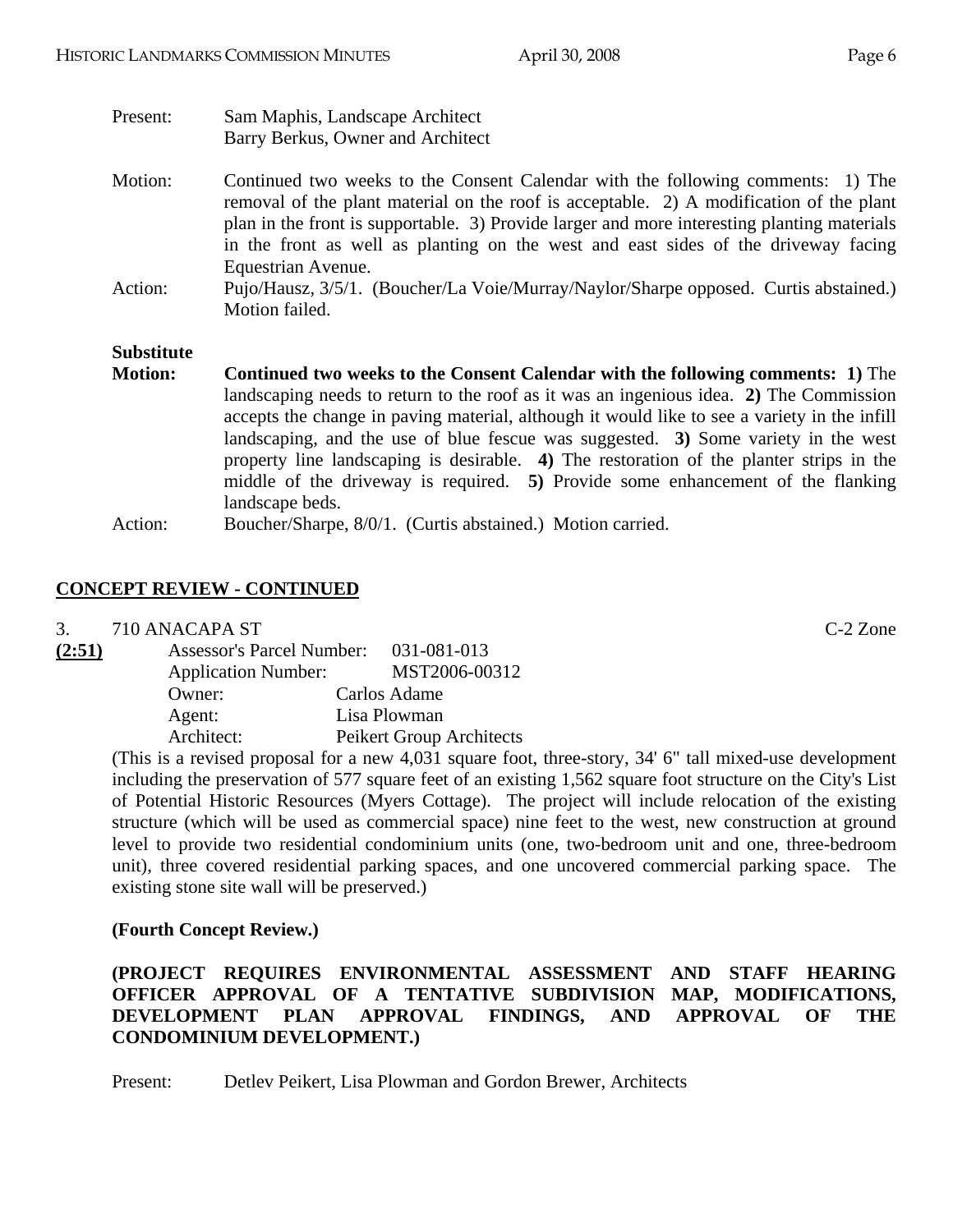Present: Sam Maphis, Landscape Architect
Barry Berkus, Owner and Architect

Motion: Continued two weeks to the Consent Calendar with the following comments: 1) The removal of the plant material on the roof is acceptable. 2) A modification of the plant plan in the front is supportable. 3) Provide larger and more interesting planting materials in the front as well as planting on the west and east sides of the driveway facing Equestrian Avenue.

Action: Pujo/Hausz, 3/5/1. (Boucher/La Voie/Murray/Naylor/Sharpe opposed. Curtis abstained.) Motion failed.

**Substitute Motion:** **Continued two weeks to the Consent Calendar with the following comments: 1)** The landscaping needs to return to the roof as it was an ingenious idea. **2)** The Commission accepts the change in paving material, although it would like to see a variety in the infill landscaping, and the use of blue fescue was suggested. **3)** Some variety in the west property line landscaping is desirable. **4)** The restoration of the planter strips in the middle of the driveway is required. **5)** Provide some enhancement of the flanking landscape beds.

Action: Boucher/Sharpe, 8/0/1. (Curtis abstained.) Motion carried.

## CONCEPT REVIEW - CONTINUED

3. 710 ANACAPA ST C-2 Zone

**(2:51)**

Assessor's Parcel Number: 031-081-013
Application Number: MST2006-00312
Owner: Carlos Adame
Agent: Lisa Plowman
Architect: Peikert Group Architects

(This is a revised proposal for a new 4,031 square foot, three-story, 34' 6" tall mixed-use development including the preservation of 577 square feet of an existing 1,562 square foot structure on the City's List of Potential Historic Resources (Myers Cottage). The project will include relocation of the existing structure (which will be used as commercial space) nine feet to the west, new construction at ground level to provide two residential condominium units (one, two-bedroom unit and one, three-bedroom unit), three covered residential parking spaces, and one uncovered commercial parking space. The existing stone site wall will be preserved.)

**(Fourth Concept Review.)**

**(PROJECT REQUIRES ENVIRONMENTAL ASSESSMENT AND STAFF HEARING OFFICER APPROVAL OF A TENTATIVE SUBDIVISION MAP, MODIFICATIONS, DEVELOPMENT PLAN APPROVAL FINDINGS, AND APPROVAL OF THE CONDOMINIUM DEVELOPMENT.)**

Present: Detlev Peikert, Lisa Plowman and Gordon Brewer, Architects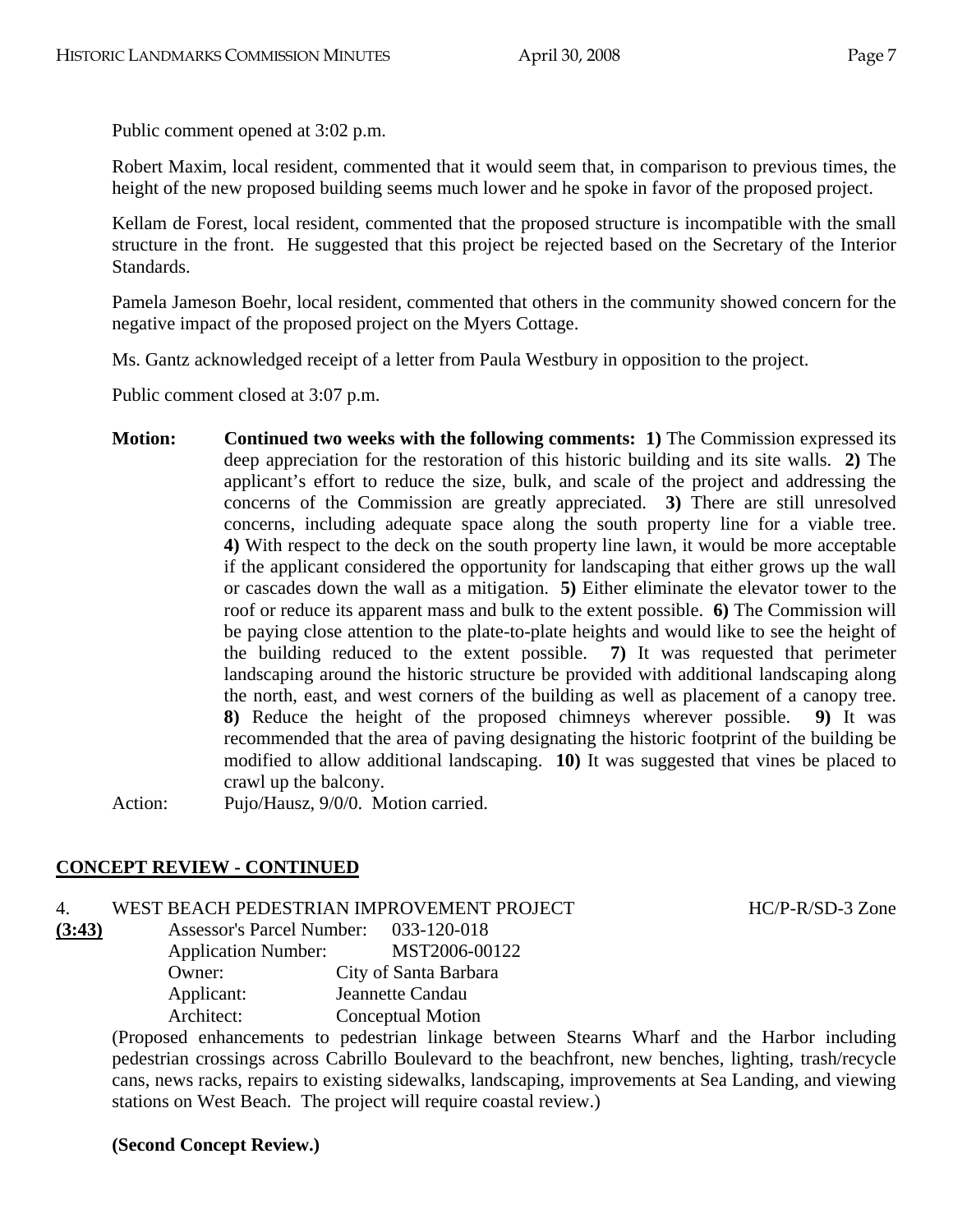Public comment opened at 3:02 p.m.

Robert Maxim, local resident, commented that it would seem that, in comparison to previous times, the height of the new proposed building seems much lower and he spoke in favor of the proposed project.

Kellam de Forest, local resident, commented that the proposed structure is incompatible with the small structure in the front. He suggested that this project be rejected based on the Secretary of the Interior Standards.

Pamela Jameson Boehr, local resident, commented that others in the community showed concern for the negative impact of the proposed project on the Myers Cottage.

Ms. Gantz acknowledged receipt of a letter from Paula Westbury in opposition to the project.

Public comment closed at 3:07 p.m.

**Motion:** **Continued two weeks with the following comments: 1)** The Commission expressed its deep appreciation for the restoration of this historic building and its site walls. **2)** The applicant's effort to reduce the size, bulk, and scale of the project and addressing the concerns of the Commission are greatly appreciated. **3)** There are still unresolved concerns, including adequate space along the south property line for a viable tree. **4)** With respect to the deck on the south property line lawn, it would be more acceptable if the applicant considered the opportunity for landscaping that either grows up the wall or cascades down the wall as a mitigation. **5)** Either eliminate the elevator tower to the roof or reduce its apparent mass and bulk to the extent possible. **6)** The Commission will be paying close attention to the plate-to-plate heights and would like to see the height of the building reduced to the extent possible. **7)** It was requested that perimeter landscaping around the historic structure be provided with additional landscaping along the north, east, and west corners of the building as well as placement of a canopy tree. **8)** Reduce the height of the proposed chimneys wherever possible. **9)** It was recommended that the area of paving designating the historic footprint of the building be modified to allow additional landscaping. **10)** It was suggested that vines be placed to crawl up the balcony.

Action: Pujo/Hausz, 9/0/0. Motion carried.

## CONCEPT REVIEW - CONTINUED

4. WEST BEACH PEDESTRIAN IMPROVEMENT PROJECT — HC/P-R/SD-3 Zone

**(3:43)**

Assessor's Parcel Number: 033-120-018
Application Number: MST2006-00122
Owner: City of Santa Barbara
Applicant: Jeannette Candau
Architect: Conceptual Motion

(Proposed enhancements to pedestrian linkage between Stearns Wharf and the Harbor including pedestrian crossings across Cabrillo Boulevard to the beachfront, new benches, lighting, trash/recycle cans, news racks, repairs to existing sidewalks, landscaping, improvements at Sea Landing, and viewing stations on West Beach. The project will require coastal review.)

**(Second Concept Review.)**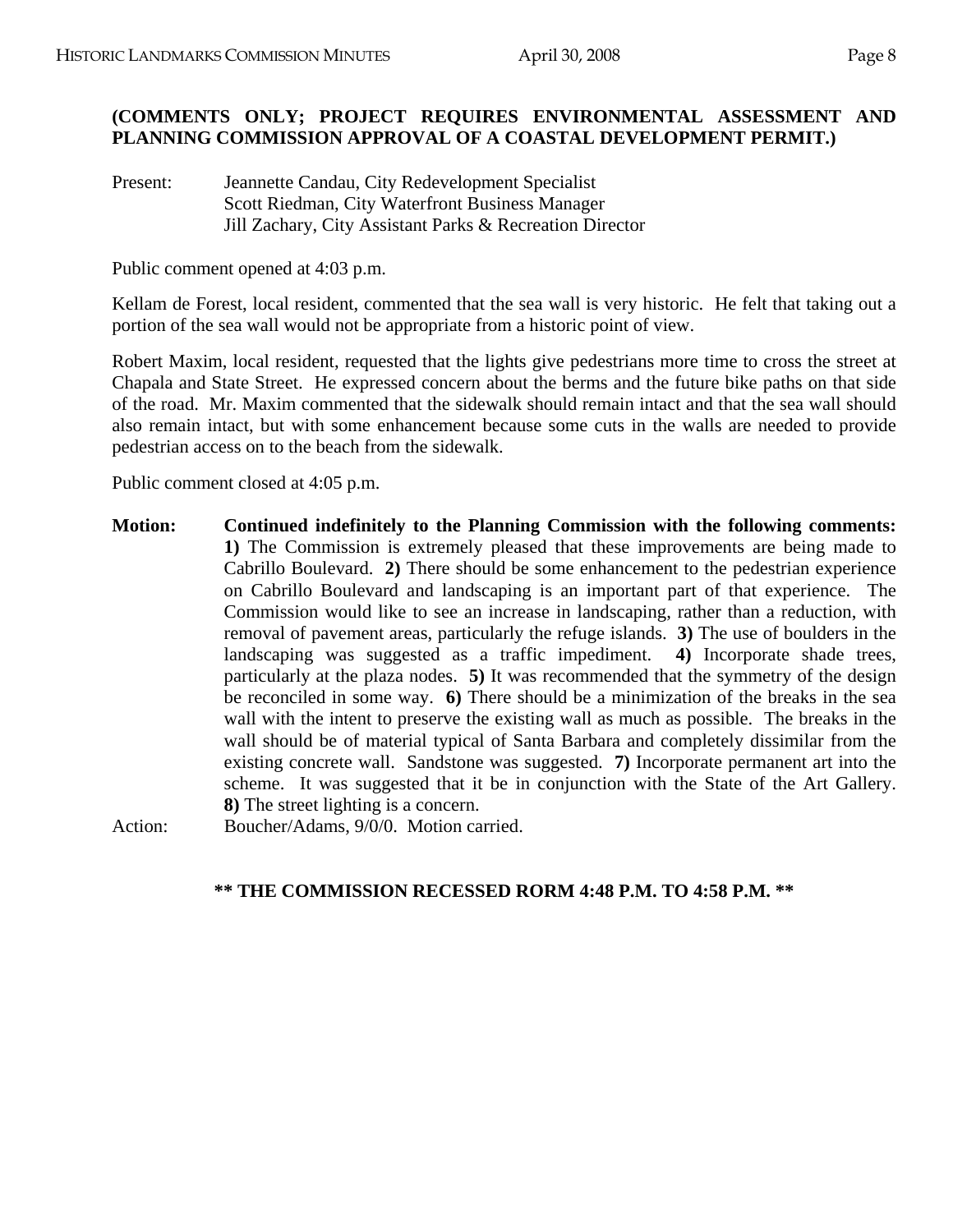**(COMMENTS ONLY; PROJECT REQUIRES ENVIRONMENTAL ASSESSMENT AND PLANNING COMMISSION APPROVAL OF A COASTAL DEVELOPMENT PERMIT.)**

Present: Jeannette Candau, City Redevelopment Specialist
Scott Riedman, City Waterfront Business Manager
Jill Zachary, City Assistant Parks & Recreation Director

Public comment opened at 4:03 p.m.

Kellam de Forest, local resident, commented that the sea wall is very historic. He felt that taking out a portion of the sea wall would not be appropriate from a historic point of view.

Robert Maxim, local resident, requested that the lights give pedestrians more time to cross the street at Chapala and State Street. He expressed concern about the berms and the future bike paths on that side of the road. Mr. Maxim commented that the sidewalk should remain intact and that the sea wall should also remain intact, but with some enhancement because some cuts in the walls are needed to provide pedestrian access on to the beach from the sidewalk.

Public comment closed at 4:05 p.m.

**Motion: Continued indefinitely to the Planning Commission with the following comments:** **1)** The Commission is extremely pleased that these improvements are being made to Cabrillo Boulevard. **2)** There should be some enhancement to the pedestrian experience on Cabrillo Boulevard and landscaping is an important part of that experience. The Commission would like to see an increase in landscaping, rather than a reduction, with removal of pavement areas, particularly the refuge islands. **3)** The use of boulders in the landscaping was suggested as a traffic impediment. **4)** Incorporate shade trees, particularly at the plaza nodes. **5)** It was recommended that the symmetry of the design be reconciled in some way. **6)** There should be a minimization of the breaks in the sea wall with the intent to preserve the existing wall as much as possible. The breaks in the wall should be of material typical of Santa Barbara and completely dissimilar from the existing concrete wall. Sandstone was suggested. **7)** Incorporate permanent art into the scheme. It was suggested that it be in conjunction with the State of the Art Gallery. **8)** The street lighting is a concern.

Action: Boucher/Adams, 9/0/0. Motion carried.

**\*\* THE COMMISSION RECESSED RORM 4:48 P.M. TO 4:58 P.M. \*\***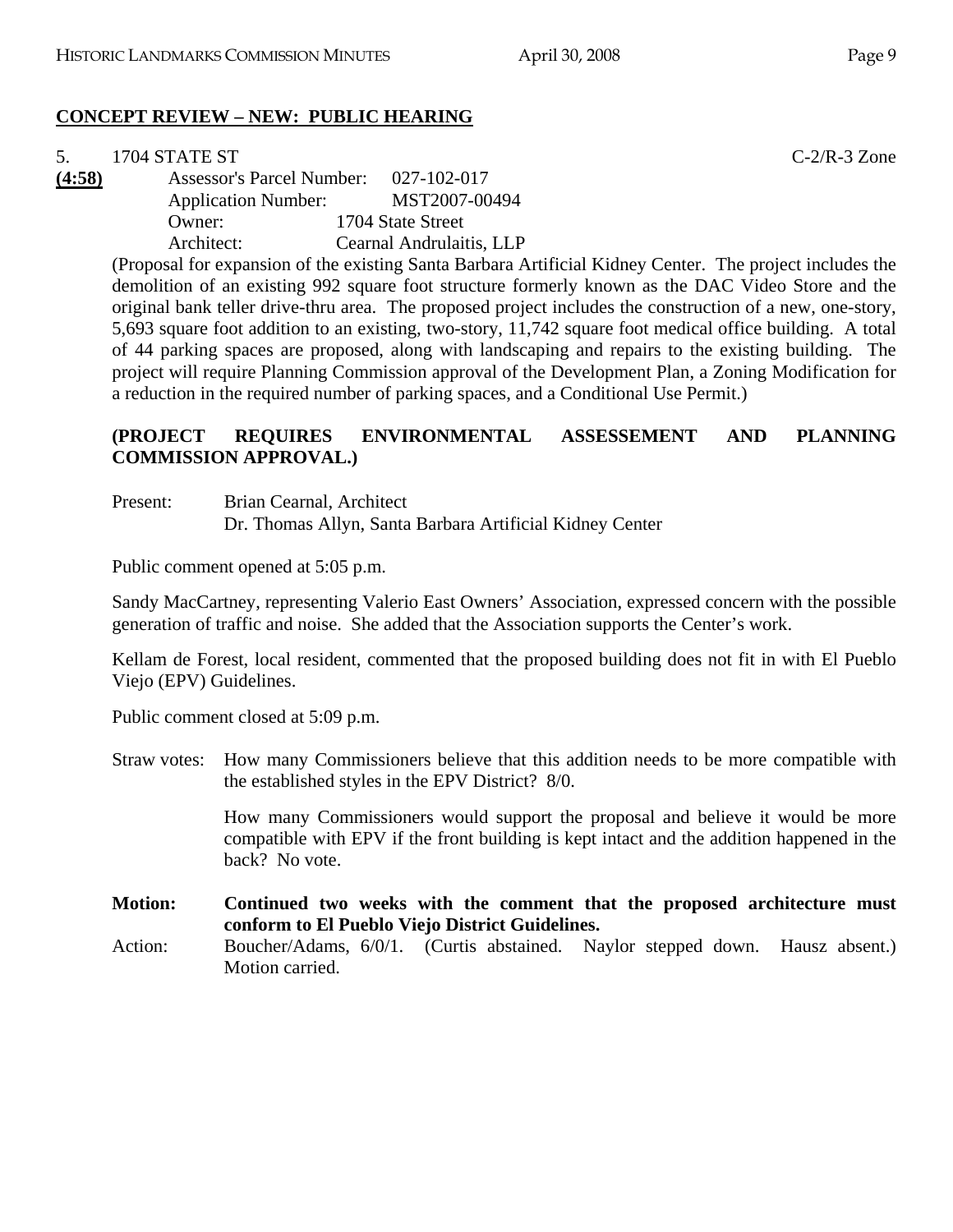**CONCEPT REVIEW – NEW: PUBLIC HEARING**

5. 1704 STATE ST C-2/R-3 Zone

**(4:58)** Assessor's Parcel Number: 027-102-017
Application Number: MST2007-00494
Owner: 1704 State Street
Architect: Cearnal Andrulaitis, LLP

(Proposal for expansion of the existing Santa Barbara Artificial Kidney Center. The project includes the demolition of an existing 992 square foot structure formerly known as the DAC Video Store and the original bank teller drive-thru area. The proposed project includes the construction of a new, one-story, 5,693 square foot addition to an existing, two-story, 11,742 square foot medical office building. A total of 44 parking spaces are proposed, along with landscaping and repairs to the existing building. The project will require Planning Commission approval of the Development Plan, a Zoning Modification for a reduction in the required number of parking spaces, and a Conditional Use Permit.)

**(PROJECT REQUIRES ENVIRONMENTAL ASSESSEMENT AND PLANNING COMMISSION APPROVAL.)**

Present: Brian Cearnal, Architect
Dr. Thomas Allyn, Santa Barbara Artificial Kidney Center

Public comment opened at 5:05 p.m.

Sandy MacCartney, representing Valerio East Owners' Association, expressed concern with the possible generation of traffic and noise. She added that the Association supports the Center's work.

Kellam de Forest, local resident, commented that the proposed building does not fit in with El Pueblo Viejo (EPV) Guidelines.

Public comment closed at 5:09 p.m.

Straw votes: How many Commissioners believe that this addition needs to be more compatible with the established styles in the EPV District? 8/0.

How many Commissioners would support the proposal and believe it would be more compatible with EPV if the front building is kept intact and the addition happened in the back? No vote.

**Motion: Continued two weeks with the comment that the proposed architecture must conform to El Pueblo Viejo District Guidelines.**

Action: Boucher/Adams, 6/0/1. (Curtis abstained. Naylor stepped down. Hausz absent.) Motion carried.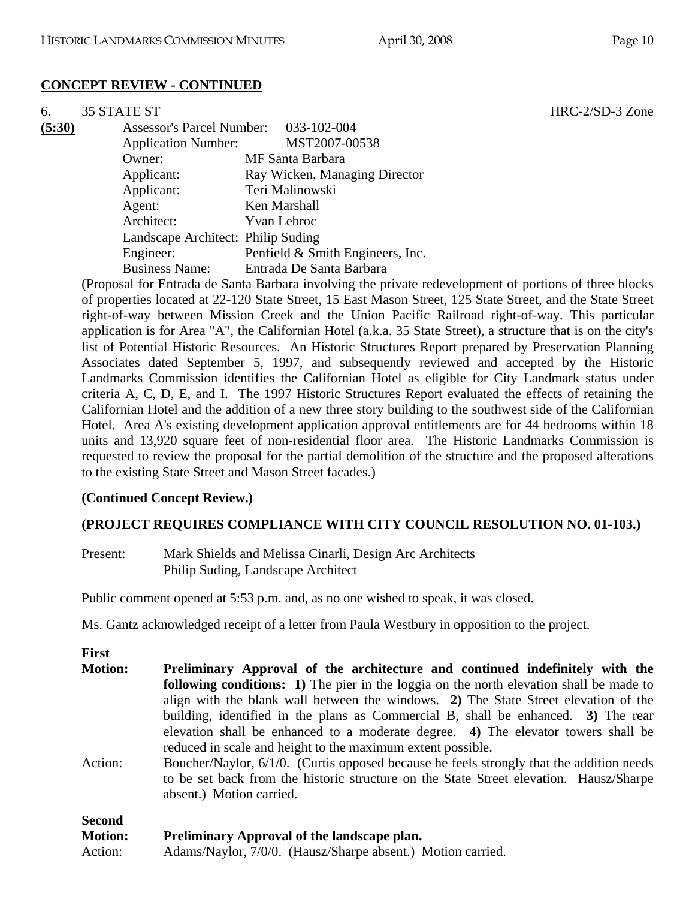**CONCEPT REVIEW - CONTINUED**

6. 35 STATE ST — HRC-2/SD-3 Zone

**(5:30)**

Assessor's Parcel Number: 033-102-004
Application Number: MST2007-00538
Owner: MF Santa Barbara
Applicant: Ray Wicken, Managing Director
Applicant: Teri Malinowski
Agent: Ken Marshall
Architect: Yvan Lebroc
Landscape Architect: Philip Suding
Engineer: Penfield & Smith Engineers, Inc.
Business Name: Entrada De Santa Barbara

(Proposal for Entrada de Santa Barbara involving the private redevelopment of portions of three blocks of properties located at 22-120 State Street, 15 East Mason Street, 125 State Street, and the State Street right-of-way between Mission Creek and the Union Pacific Railroad right-of-way. This particular application is for Area "A", the Californian Hotel (a.k.a. 35 State Street), a structure that is on the city's list of Potential Historic Resources. An Historic Structures Report prepared by Preservation Planning Associates dated September 5, 1997, and subsequently reviewed and accepted by the Historic Landmarks Commission identifies the Californian Hotel as eligible for City Landmark status under criteria A, C, D, E, and I. The 1997 Historic Structures Report evaluated the effects of retaining the Californian Hotel and the addition of a new three story building to the southwest side of the Californian Hotel. Area A's existing development application approval entitlements are for 44 bedrooms within 18 units and 13,920 square feet of non-residential floor area. The Historic Landmarks Commission is requested to review the proposal for the partial demolition of the structure and the proposed alterations to the existing State Street and Mason Street facades.)

**(Continued Concept Review.)**

**(PROJECT REQUIRES COMPLIANCE WITH CITY COUNCIL RESOLUTION NO. 01-103.)**

Present: Mark Shields and Melissa Cinarli, Design Arc Architects
Philip Suding, Landscape Architect

Public comment opened at 5:53 p.m. and, as no one wished to speak, it was closed.

Ms. Gantz acknowledged receipt of a letter from Paula Westbury in opposition to the project.

**First Motion:** **Preliminary Approval of the architecture and continued indefinitely with the following conditions: 1)** The pier in the loggia on the north elevation shall be made to align with the blank wall between the windows. **2)** The State Street elevation of the building, identified in the plans as Commercial B, shall be enhanced. **3)** The rear elevation shall be enhanced to a moderate degree. **4)** The elevator towers shall be reduced in scale and height to the maximum extent possible.

Action: Boucher/Naylor, 6/1/0. (Curtis opposed because he feels strongly that the addition needs to be set back from the historic structure on the State Street elevation. Hausz/Sharpe absent.) Motion carried.

**Second Motion:** **Preliminary Approval of the landscape plan.**

Action: Adams/Naylor, 7/0/0. (Hausz/Sharpe absent.) Motion carried.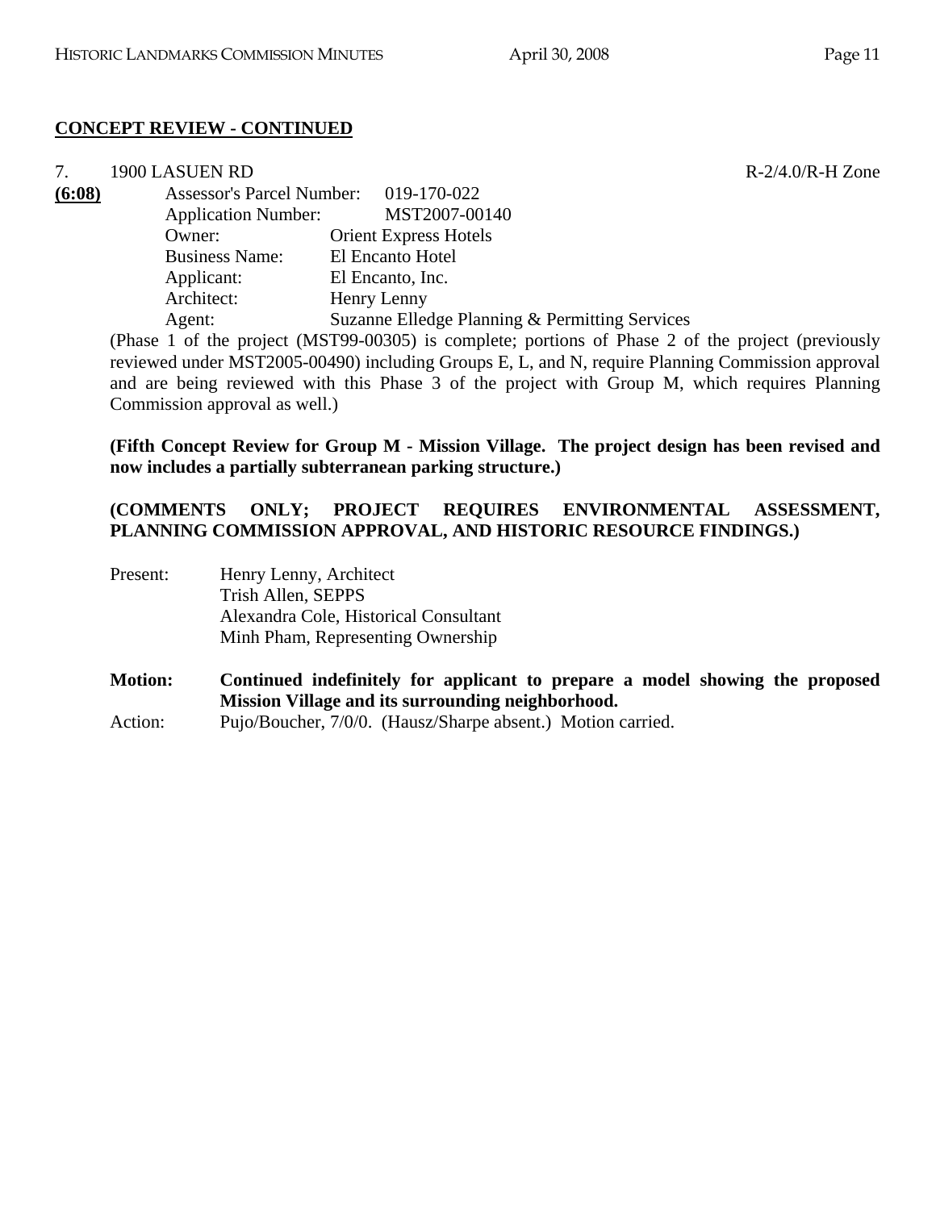**CONCEPT REVIEW - CONTINUED**

7. 1900 LASUEN RD R-2/4.0/R-H Zone

**(6:08)**

Assessor's Parcel Number: 019-170-022
Application Number: MST2007-00140
Owner: Orient Express Hotels
Business Name: El Encanto Hotel
Applicant: El Encanto, Inc.
Architect: Henry Lenny
Agent: Suzanne Elledge Planning & Permitting Services

(Phase 1 of the project (MST99-00305) is complete; portions of Phase 2 of the project (previously reviewed under MST2005-00490) including Groups E, L, and N, require Planning Commission approval and are being reviewed with this Phase 3 of the project with Group M, which requires Planning Commission approval as well.)

**(Fifth Concept Review for Group M - Mission Village. The project design has been revised and now includes a partially subterranean parking structure.)**

**(COMMENTS ONLY; PROJECT REQUIRES ENVIRONMENTAL ASSESSMENT, PLANNING COMMISSION APPROVAL, AND HISTORIC RESOURCE FINDINGS.)**

Present: Henry Lenny, Architect
Trish Allen, SEPPS
Alexandra Cole, Historical Consultant
Minh Pham, Representing Ownership

**Motion: Continued indefinitely for applicant to prepare a model showing the proposed Mission Village and its surrounding neighborhood.**

Action: Pujo/Boucher, 7/0/0. (Hausz/Sharpe absent.) Motion carried.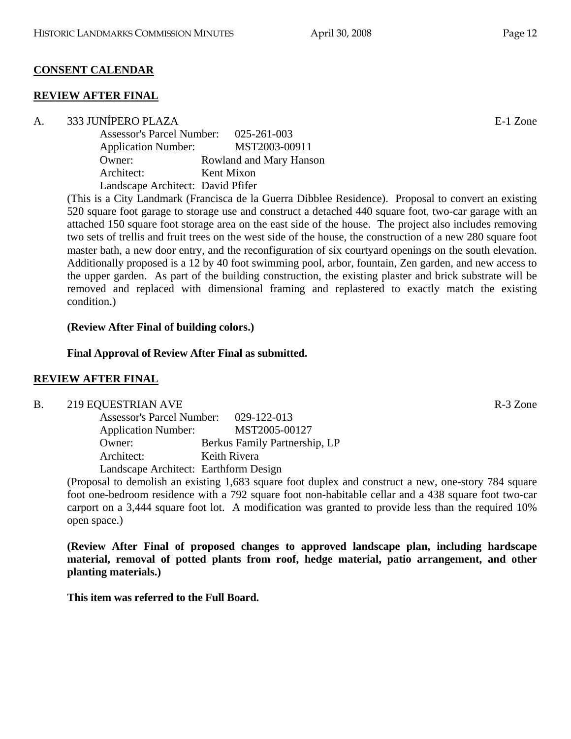**CONSENT CALENDAR**

**REVIEW AFTER FINAL**

A. 333 JUNÍPERO PLAZA E-1 Zone

Assessor's Parcel Number: 025-261-003
Application Number: MST2003-00911
Owner: Rowland and Mary Hanson
Architect: Kent Mixon
Landscape Architect: David Pfifer

(This is a City Landmark (Francisca de la Guerra Dibblee Residence). Proposal to convert an existing 520 square foot garage to storage use and construct a detached 440 square foot, two-car garage with an attached 150 square foot storage area on the east side of the house. The project also includes removing two sets of trellis and fruit trees on the west side of the house, the construction of a new 280 square foot master bath, a new door entry, and the reconfiguration of six courtyard openings on the south elevation. Additionally proposed is a 12 by 40 foot swimming pool, arbor, fountain, Zen garden, and new access to the upper garden. As part of the building construction, the existing plaster and brick substrate will be removed and replaced with dimensional framing and replastered to exactly match the existing condition.)

**(Review After Final of building colors.)**

**Final Approval of Review After Final as submitted.**

**REVIEW AFTER FINAL**

B. 219 EQUESTRIAN AVE R-3 Zone

Assessor's Parcel Number: 029-122-013
Application Number: MST2005-00127
Owner: Berkus Family Partnership, LP
Architect: Keith Rivera
Landscape Architect: Earthform Design

(Proposal to demolish an existing 1,683 square foot duplex and construct a new, one-story 784 square foot one-bedroom residence with a 792 square foot non-habitable cellar and a 438 square foot two-car carport on a 3,444 square foot lot. A modification was granted to provide less than the required 10% open space.)

**(Review After Final of proposed changes to approved landscape plan, including hardscape material, removal of potted plants from roof, hedge material, patio arrangement, and other planting materials.)**

**This item was referred to the Full Board.**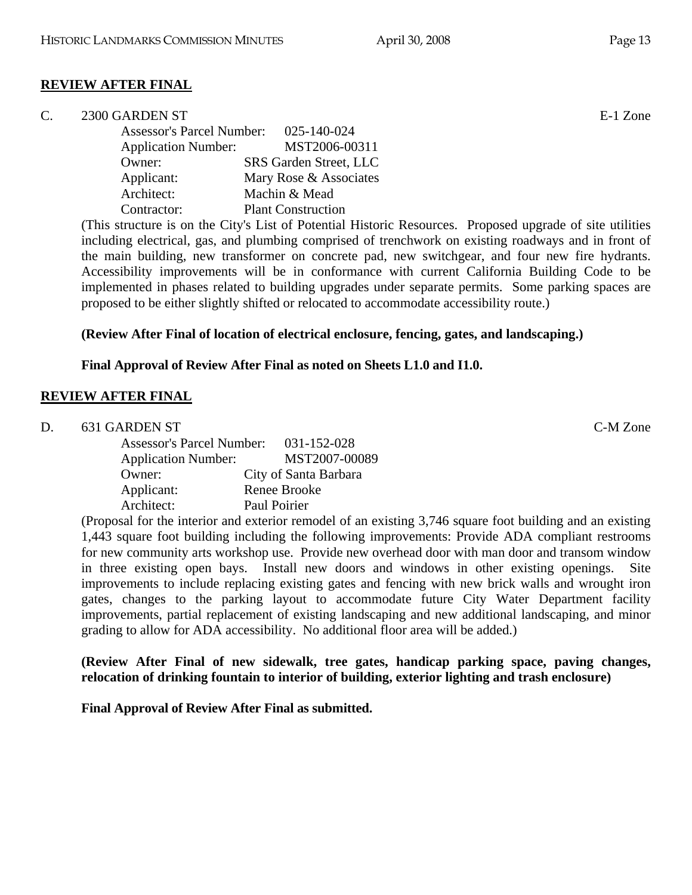**REVIEW AFTER FINAL**

C. 2300 GARDEN ST E-1 Zone

Assessor's Parcel Number: 025-140-024
Application Number: MST2006-00311
Owner: SRS Garden Street, LLC
Applicant: Mary Rose & Associates
Architect: Machin & Mead
Contractor: Plant Construction

(This structure is on the City's List of Potential Historic Resources. Proposed upgrade of site utilities including electrical, gas, and plumbing comprised of trenchwork on existing roadways and in front of the main building, new transformer on concrete pad, new switchgear, and four new fire hydrants. Accessibility improvements will be in conformance with current California Building Code to be implemented in phases related to building upgrades under separate permits. Some parking spaces are proposed to be either slightly shifted or relocated to accommodate accessibility route.)

**(Review After Final of location of electrical enclosure, fencing, gates, and landscaping.)**

**Final Approval of Review After Final as noted on Sheets L1.0 and I1.0.**

**REVIEW AFTER FINAL**

D. 631 GARDEN ST C-M Zone

Assessor's Parcel Number: 031-152-028
Application Number: MST2007-00089
Owner: City of Santa Barbara
Applicant: Renee Brooke
Architect: Paul Poirier

(Proposal for the interior and exterior remodel of an existing 3,746 square foot building and an existing 1,443 square foot building including the following improvements: Provide ADA compliant restrooms for new community arts workshop use. Provide new overhead door with man door and transom window in three existing open bays. Install new doors and windows in other existing openings. Site improvements to include replacing existing gates and fencing with new brick walls and wrought iron gates, changes to the parking layout to accommodate future City Water Department facility improvements, partial replacement of existing landscaping and new additional landscaping, and minor grading to allow for ADA accessibility. No additional floor area will be added.)

**(Review After Final of new sidewalk, tree gates, handicap parking space, paving changes, relocation of drinking fountain to interior of building, exterior lighting and trash enclosure)**

**Final Approval of Review After Final as submitted.**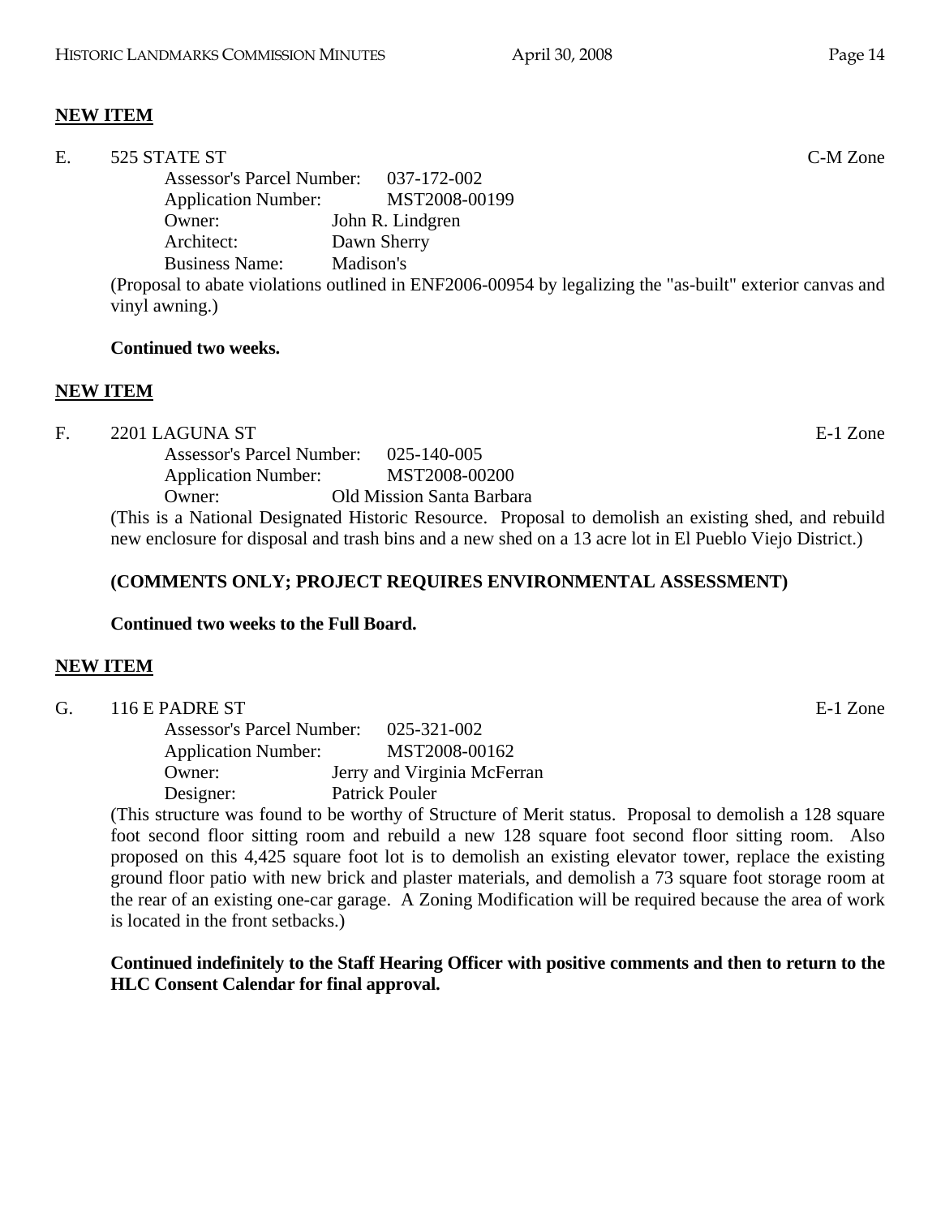**NEW ITEM**

E. 525 STATE ST C-M Zone

Assessor's Parcel Number: 037-172-002
Application Number: MST2008-00199
Owner: John R. Lindgren
Architect: Dawn Sherry
Business Name: Madison's

(Proposal to abate violations outlined in ENF2006-00954 by legalizing the "as-built" exterior canvas and vinyl awning.)

**Continued two weeks.**

**NEW ITEM**

F. 2201 LAGUNA ST E-1 Zone

Assessor's Parcel Number: 025-140-005
Application Number: MST2008-00200
Owner: Old Mission Santa Barbara

(This is a National Designated Historic Resource. Proposal to demolish an existing shed, and rebuild new enclosure for disposal and trash bins and a new shed on a 13 acre lot in El Pueblo Viejo District.)

**(COMMENTS ONLY; PROJECT REQUIRES ENVIRONMENTAL ASSESSMENT)**

**Continued two weeks to the Full Board.**

**NEW ITEM**

G. 116 E PADRE ST E-1 Zone

Assessor's Parcel Number: 025-321-002
Application Number: MST2008-00162
Owner: Jerry and Virginia McFerran
Designer: Patrick Pouler

(This structure was found to be worthy of Structure of Merit status. Proposal to demolish a 128 square foot second floor sitting room and rebuild a new 128 square foot second floor sitting room. Also proposed on this 4,425 square foot lot is to demolish an existing elevator tower, replace the existing ground floor patio with new brick and plaster materials, and demolish a 73 square foot storage room at the rear of an existing one-car garage. A Zoning Modification will be required because the area of work is located in the front setbacks.)

**Continued indefinitely to the Staff Hearing Officer with positive comments and then to return to the HLC Consent Calendar for final approval.**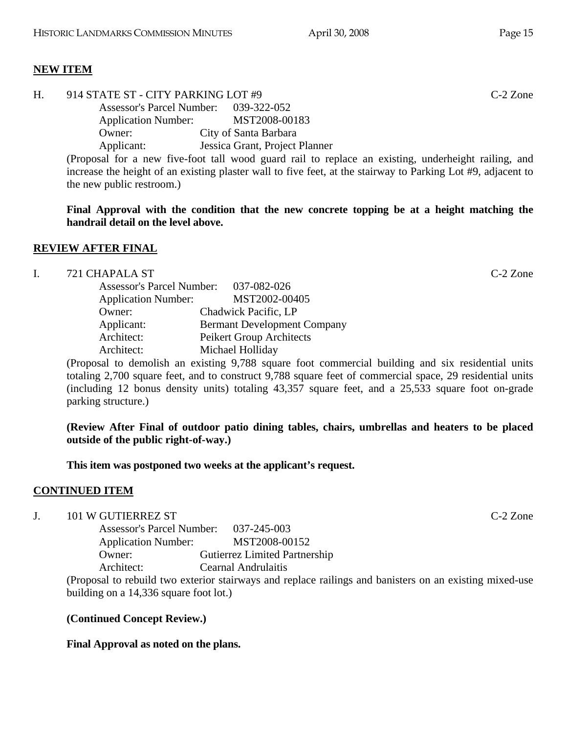**NEW ITEM**

H. 914 STATE ST - CITY PARKING LOT #9 C-2 Zone

Assessor's Parcel Number: 039-322-052
Application Number: MST2008-00183
Owner: City of Santa Barbara
Applicant: Jessica Grant, Project Planner

(Proposal for a new five-foot tall wood guard rail to replace an existing, underheight railing, and increase the height of an existing plaster wall to five feet, at the stairway to Parking Lot #9, adjacent to the new public restroom.)

**Final Approval with the condition that the new concrete topping be at a height matching the handrail detail on the level above.**

**REVIEW AFTER FINAL**

I. 721 CHAPALA ST C-2 Zone

Assessor's Parcel Number: 037-082-026
Application Number: MST2002-00405
Owner: Chadwick Pacific, LP
Applicant: Bermant Development Company
Architect: Peikert Group Architects
Architect: Michael Holliday

(Proposal to demolish an existing 9,788 square foot commercial building and six residential units totaling 2,700 square feet, and to construct 9,788 square feet of commercial space, 29 residential units (including 12 bonus density units) totaling 43,357 square feet, and a 25,533 square foot on-grade parking structure.)

**(Review After Final of outdoor patio dining tables, chairs, umbrellas and heaters to be placed outside of the public right-of-way.)**

**This item was postponed two weeks at the applicant's request.**

**CONTINUED ITEM**

J. 101 W GUTIERREZ ST C-2 Zone

Assessor's Parcel Number: 037-245-003
Application Number: MST2008-00152
Owner: Gutierrez Limited Partnership
Architect: Cearnal Andrulaitis

(Proposal to rebuild two exterior stairways and replace railings and banisters on an existing mixed-use building on a 14,336 square foot lot.)

**(Continued Concept Review.)**

**Final Approval as noted on the plans.**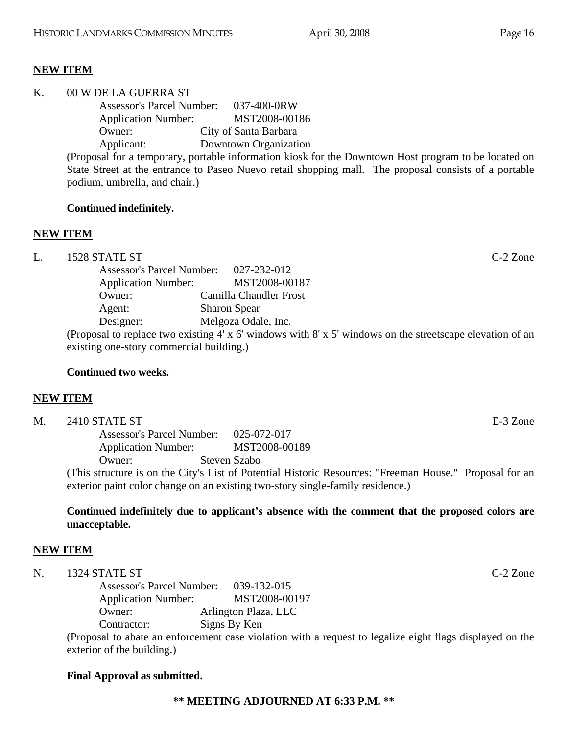**NEW ITEM**

K. 00 W DE LA GUERRA ST

Assessor's Parcel Number: 037-400-0RW
Application Number: MST2008-00186
Owner: City of Santa Barbara
Applicant: Downtown Organization

(Proposal for a temporary, portable information kiosk for the Downtown Host program to be located on State Street at the entrance to Paseo Nuevo retail shopping mall. The proposal consists of a portable podium, umbrella, and chair.)

**Continued indefinitely.**

**NEW ITEM**

L. 1528 STATE ST C-2 Zone

Assessor's Parcel Number: 027-232-012
Application Number: MST2008-00187
Owner: Camilla Chandler Frost
Agent: Sharon Spear
Designer: Melgoza Odale, Inc.

(Proposal to replace two existing 4' x 6' windows with 8' x 5' windows on the streetscape elevation of an existing one-story commercial building.)

**Continued two weeks.**

**NEW ITEM**

M. 2410 STATE ST E-3 Zone

Assessor's Parcel Number: 025-072-017
Application Number: MST2008-00189
Owner: Steven Szabo

(This structure is on the City's List of Potential Historic Resources: "Freeman House." Proposal for an exterior paint color change on an existing two-story single-family residence.)

**Continued indefinitely due to applicant's absence with the comment that the proposed colors are unacceptable.**

**NEW ITEM**

N. 1324 STATE ST C-2 Zone

Assessor's Parcel Number: 039-132-015
Application Number: MST2008-00197
Owner: Arlington Plaza, LLC
Contractor: Signs By Ken

(Proposal to abate an enforcement case violation with a request to legalize eight flags displayed on the exterior of the building.)

**Final Approval as submitted.**

**\*\* MEETING ADJOURNED AT 6:33 P.M. \*\***